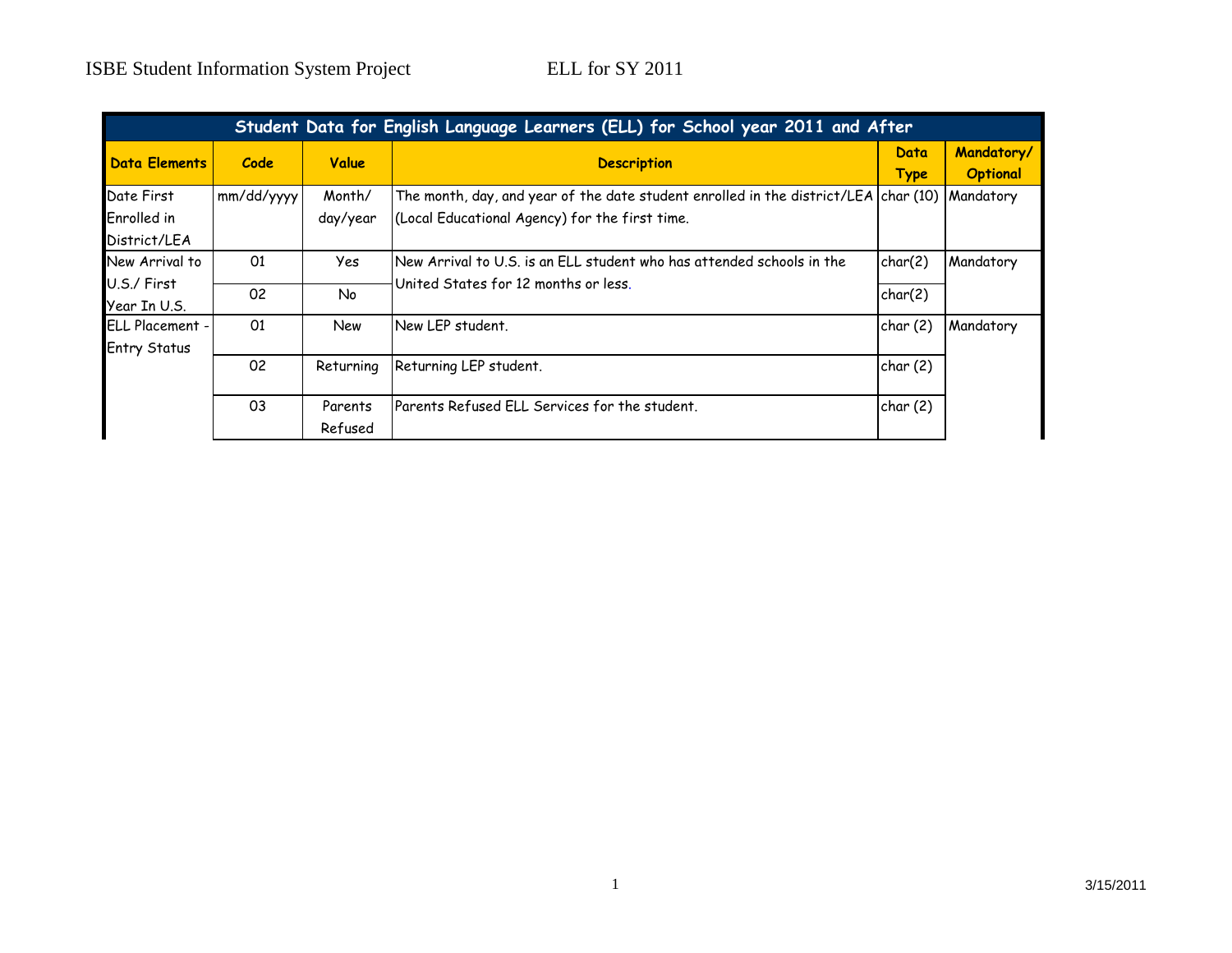ISBE Student Information System Project ELL for SY 2011

| Student Data for English Language Learners (ELL) for School year 2011 and After | | | | | |
|---|---|---|---|---|---|
| **Data Elements** | **Code** | **Value** | **Description** | **Data Type** | **Mandatory/ Optional** |
| Date First Enrolled in District/LEA | mm/dd/yyyy | Month/ day/year | The month, day, and year of the date student enrolled in the district/LEA (Local Educational Agency) for the first time. | char (10) | Mandatory |
| New Arrival to U.S./ First Year In U.S. | 01 | Yes | New Arrival to U.S. is an ELL student who has attended schools in the United States for 12 months or less. | char(2) | Mandatory |
| | 02 | No | | char(2) | |
| ELL Placement - Entry Status | 01 | New | New LEP student. | char (2) | Mandatory |
| | 02 | Returning | Returning LEP student. | char (2) | |
| | 03 | Parents Refused | Parents Refused ELL Services for the student. | char (2) | |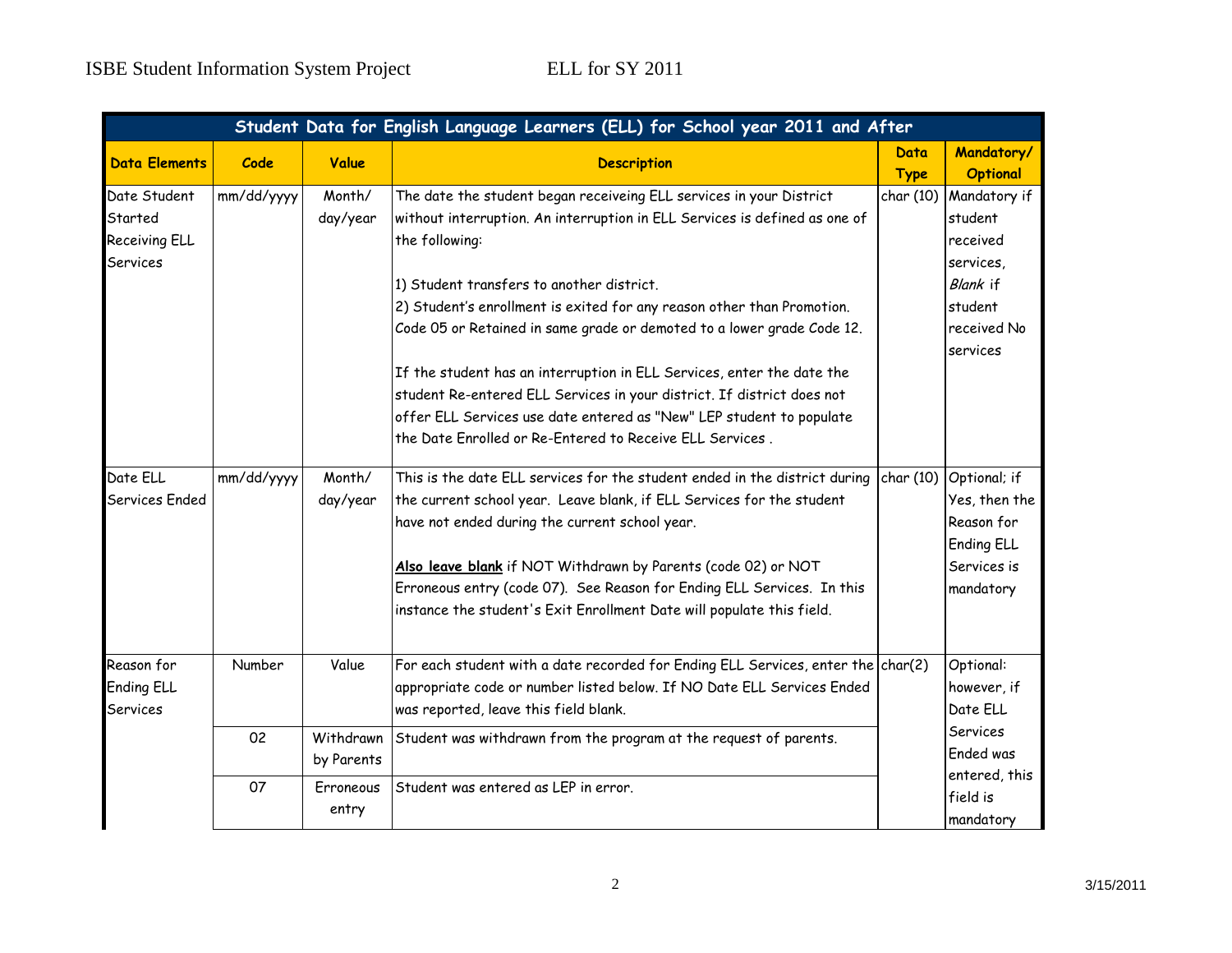| Student Data for English Language Learners (ELL) for School year 2011 and After | | | | | |
|---|---|---|---|---|---|
| **Data Elements** | **Code** | **Value** | **Description** | **Data Type** | **Mandatory/ Optional** |
| Date Student Started Receiving ELL Services | mm/dd/yyyy | Month/ day/year | The date the student began receiveing ELL services in your District without interruption. An interruption in ELL Services is defined as one of the following:<br><br>1) Student transfers to another district.<br>2) Student's enrollment is exited for any reason other than Promotion. Code 05 or Retained in same grade or demoted to a lower grade Code 12.<br><br>If the student has an interruption in ELL Services, enter the date the student Re-entered ELL Services in your district. If district does not offer ELL Services use date entered as "New" LEP student to populate the Date Enrolled or Re-Entered to Receive ELL Services . | char (10) | Mandatory if student received services, *Blank* if student received No services |
| Date ELL Services Ended | mm/dd/yyyy | Month/ day/year | This is the date ELL services for the student ended in the district during the current school year. Leave blank, if ELL Services for the student have not ended during the current school year.<br><br>**Also leave blank** if NOT Withdrawn by Parents (code 02) or NOT Erroneous entry (code 07). See Reason for Ending ELL Services. In this instance the student's Exit Enrollment Date will populate this field. | char (10) | Optional; if Yes, then the Reason for Ending ELL Services is mandatory |
| Reason for Ending ELL Services | Number | Value | For each student with a date recorded for Ending ELL Services, enter the appropriate code or number listed below. If NO Date ELL Services Ended was reported, leave this field blank. | char(2) | Optional: however, if Date ELL Services Ended was entered, this field is mandatory |
| | 02 | Withdrawn by Parents | Student was withdrawn from the program at the request of parents. | | |
| | 07 | Erroneous entry | Student was entered as LEP in error. | | |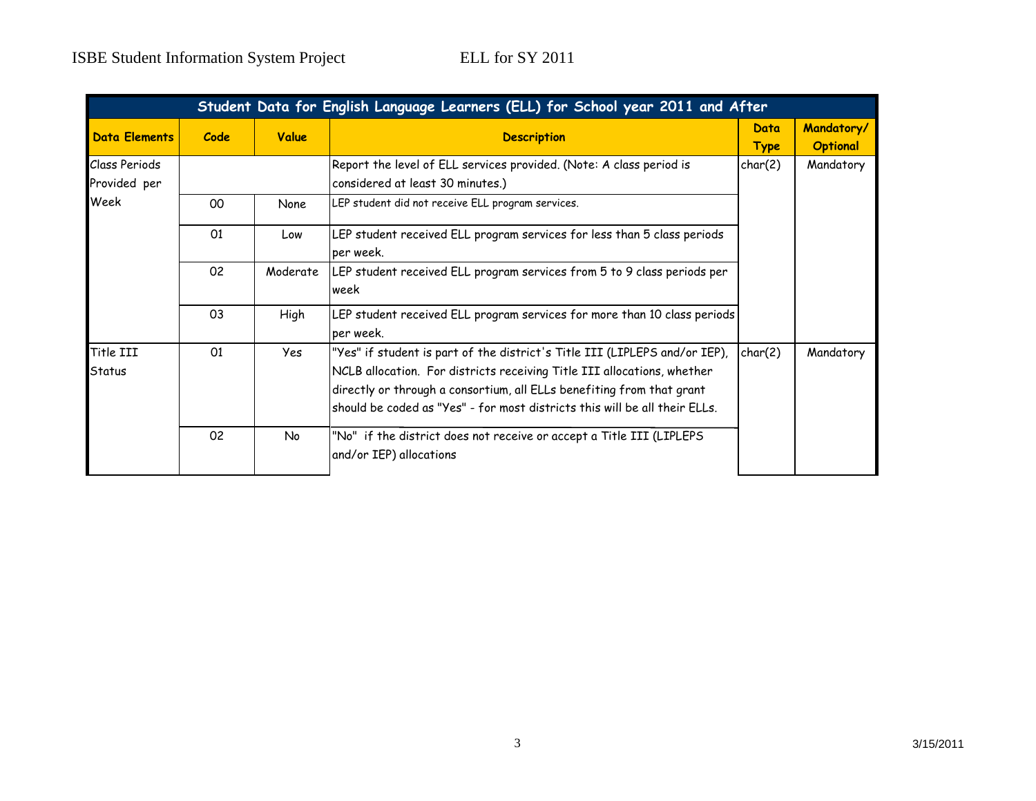| Student Data for English Language Learners (ELL) for School year 2011 and After | | | | | |
|---|---|---|---|---|---|
| **Data Elements** | **Code** | **Value** | **Description** | **Data Type** | **Mandatory/ Optional** |
| Class Periods Provided per Week | | | Report the level of ELL services provided. (Note: A class period is considered at least 30 minutes.) | char(2) | Mandatory |
| | 00 | None | LEP student did not receive ELL program services. | | |
| | 01 | Low | LEP student received ELL program services for less than 5 class periods per week. | | |
| | 02 | Moderate | LEP student received ELL program services from 5 to 9 class periods per week | | |
| | 03 | High | LEP student received ELL program services for more than 10 class periods per week. | | |
| Title III Status | 01 | Yes | "Yes" if student is part of the district's Title III (LIPLEPS and/or IEP), NCLB allocation. For districts receiving Title III allocations, whether directly or through a consortium, all ELLs benefiting from that grant should be coded as "Yes" - for most districts this will be all their ELLs. | char(2) | Mandatory |
| | 02 | No | "No" if the district does not receive or accept a Title III (LIPLEPS and/or IEP) allocations | | |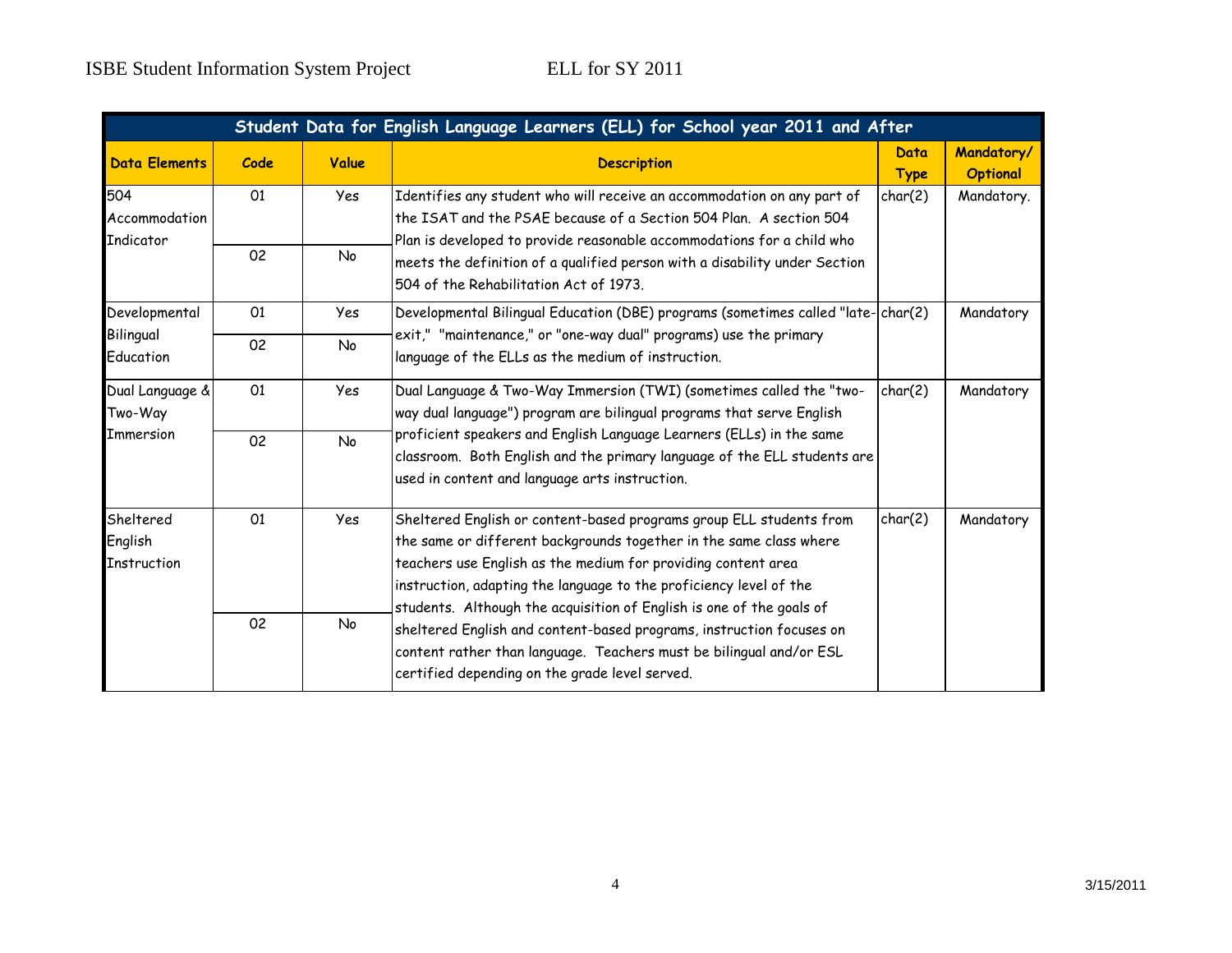| Student Data for English Language Learners (ELL) for School year 2011 and After | | | | | |
|---|---|---|---|---|---|
| **Data Elements** | **Code** | **Value** | **Description** | **Data Type** | **Mandatory/ Optional** |
| 504 Accommodation Indicator | 01 | Yes | Identifies any student who will receive an accommodation on any part of the ISAT and the PSAE because of a Section 504 Plan. A section 504 Plan is developed to provide reasonable accommodations for a child who meets the definition of a qualified person with a disability under Section 504 of the Rehabilitation Act of 1973. | char(2) | Mandatory. |
| | 02 | No | | | |
| Developmental Bilingual Education | 01 | Yes | Developmental Bilingual Education (DBE) programs (sometimes called "late-exit," "maintenance," or "one-way dual" programs) use the primary language of the ELLs as the medium of instruction. | char(2) | Mandatory |
| | 02 | No | | | |
| Dual Language & Two-Way Immersion | 01 | Yes | Dual Language & Two-Way Immersion (TWI) (sometimes called the "two-way dual language") program are bilingual programs that serve English proficient speakers and English Language Learners (ELLs) in the same classroom. Both English and the primary language of the ELL students are used in content and language arts instruction. | char(2) | Mandatory |
| | 02 | No | | | |
| Sheltered English Instruction | 01 | Yes | Sheltered English or content-based programs group ELL students from the same or different backgrounds together in the same class where teachers use English as the medium for providing content area instruction, adapting the language to the proficiency level of the students. Although the acquisition of English is one of the goals of sheltered English and content-based programs, instruction focuses on content rather than language. Teachers must be bilingual and/or ESL certified depending on the grade level served. | char(2) | Mandatory |
| | 02 | No | | | |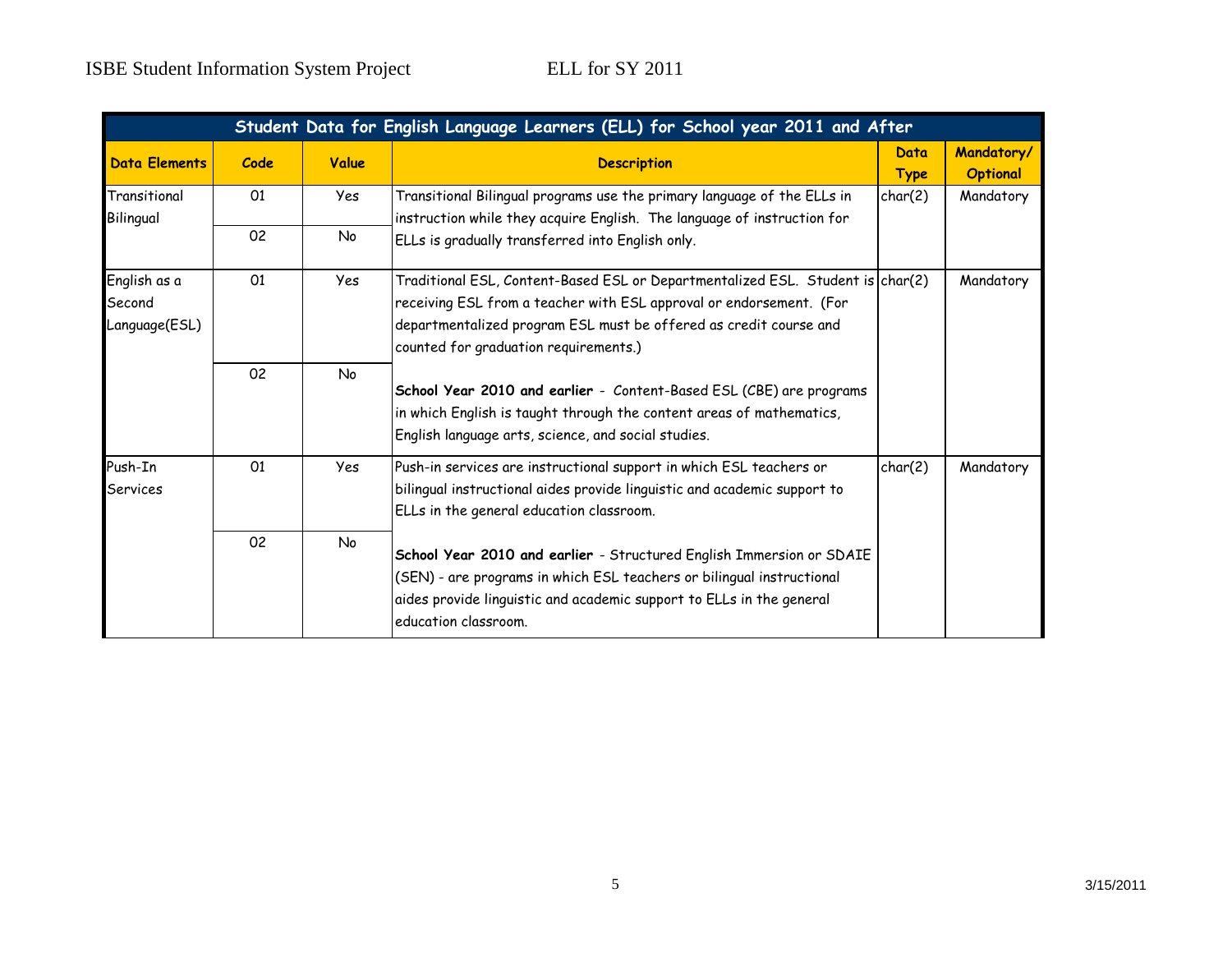| Student Data for English Language Learners (ELL) for School year 2011 and After | | | | | |
|---|---|---|---|---|---|
| **Data Elements** | **Code** | **Value** | **Description** | **Data Type** | **Mandatory/ Optional** |
| Transitional Bilingual | 01 | Yes | Transitional Bilingual programs use the primary language of the ELLs in instruction while they acquire English. The language of instruction for ELLs is gradually transferred into English only. | char(2) | Mandatory |
| | 02 | No | | | |
| English as a Second Language(ESL) | 01 | Yes | Traditional ESL, Content-Based ESL or Departmentalized ESL. Student is receiving ESL from a teacher with ESL approval or endorsement. (For departmentalized program ESL must be offered as credit course and counted for graduation requirements.) | char(2) | Mandatory |
| | 02 | No | **School Year 2010 and earlier** - Content-Based ESL (CBE) are programs in which English is taught through the content areas of mathematics, English language arts, science, and social studies. | | |
| Push-In Services | 01 | Yes | Push-in services are instructional support in which ESL teachers or bilingual instructional aides provide linguistic and academic support to ELLs in the general education classroom. | char(2) | Mandatory |
| | 02 | No | **School Year 2010 and earlier** - Structured English Immersion or SDAIE (SEN) - are programs in which ESL teachers or bilingual instructional aides provide linguistic and academic support to ELLs in the general education classroom. | | |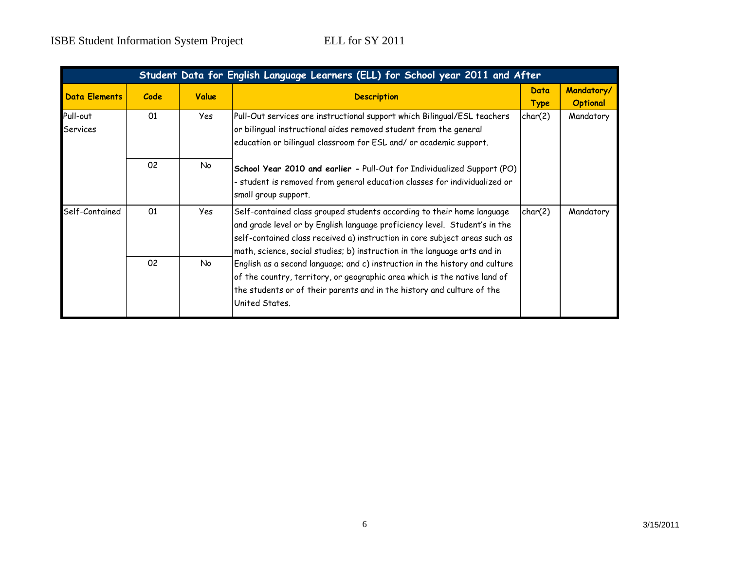| Student Data for English Language Learners (ELL) for School year 2011 and After | | | | | |
|---|---|---|---|---|---|
| **Data Elements** | **Code** | **Value** | **Description** | **Data Type** | **Mandatory/ Optional** |
| Pull-out Services | 01 | Yes | Pull-Out services are instructional support which Bilingual/ESL teachers or bilingual instructional aides removed student from the general education or bilingual classroom for ESL and/ or academic support. **School Year 2010 and earlier -** Pull-Out for Individualized Support (PO) - student is removed from general education classes for individualized or small group support. | char(2) | Mandatory |
| | 02 | No | | | |
| Self-Contained | 01 | Yes | Self-contained class grouped students according to their home language and grade level or by English language proficiency level. Student's in the self-contained class received a) instruction in core subject areas such as math, science, social studies; b) instruction in the language arts and in English as a second language; and c) instruction in the history and culture of the country, territory, or geographic area which is the native land of the students or of their parents and in the history and culture of the United States. | char(2) | Mandatory |
| | 02 | No | | | |